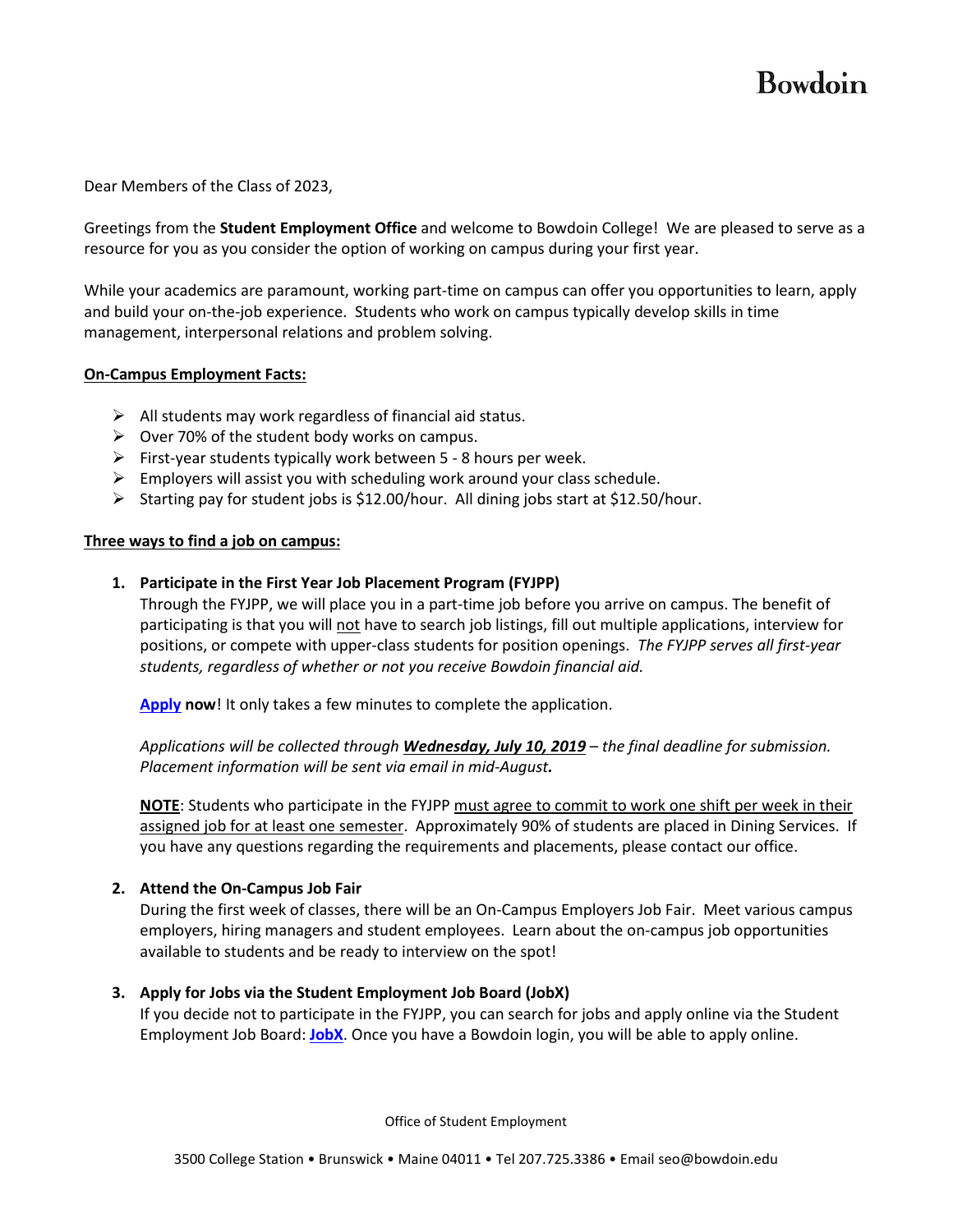Bowdoin

Dear Members of the Class of 2023,

Greetings from the **Student Employment Office** and welcome to Bowdoin College! We are pleased to serve as a resource for you as you consider the option of working on campus during your first year.

While your academics are paramount, working part-time on campus can offer you opportunities to learn, apply and build your on-the-job experience. Students who work on campus typically develop skills in time management, interpersonal relations and problem solving.

**<u>On-Campus Employment Facts:</u>**

- All students may work regardless of financial aid status.
- Over 70% of the student body works on campus.
- First-year students typically work between 5 - 8 hours per week.
- Employers will assist you with scheduling work around your class schedule.
- Starting pay for student jobs is $12.00/hour. All dining jobs start at $12.50/hour.

**<u>Three ways to find a job on campus:</u>**

1. **Participate in the First Year Job Placement Program (FYJPP)**
   Through the FYJPP, we will place you in a part-time job before you arrive on campus. The benefit of participating is that you will <u>not</u> have to search job listings, fill out multiple applications, interview for positions, or compete with upper-class students for position openings. *The FYJPP serves all first-year students, regardless of whether or not you receive Bowdoin financial aid.*

   **Apply now**! It only takes a few minutes to complete the application.

   *Applications will be collected through* ***<u>Wednesday, July 10, 2019</u>*** *– the final deadline for submission. Placement information will be sent via email in mid-August.*

   **<u>NOTE</u>**: Students who participate in the FYJPP <u>must agree to commit to work one shift per week in their assigned job for at least one semester</u>. Approximately 90% of students are placed in Dining Services. If you have any questions regarding the requirements and placements, please contact our office.

2. **Attend the On-Campus Job Fair**
   During the first week of classes, there will be an On-Campus Employers Job Fair. Meet various campus employers, hiring managers and student employees. Learn about the on-campus job opportunities available to students and be ready to interview on the spot!

3. **Apply for Jobs via the Student Employment Job Board (JobX)**
   If you decide not to participate in the FYJPP, you can search for jobs and apply online via the Student Employment Job Board: **JobX**. Once you have a Bowdoin login, you will be able to apply online.

Office of Student Employment

3500 College Station • Brunswick • Maine 04011 • Tel 207.725.3386 • Email seo@bowdoin.edu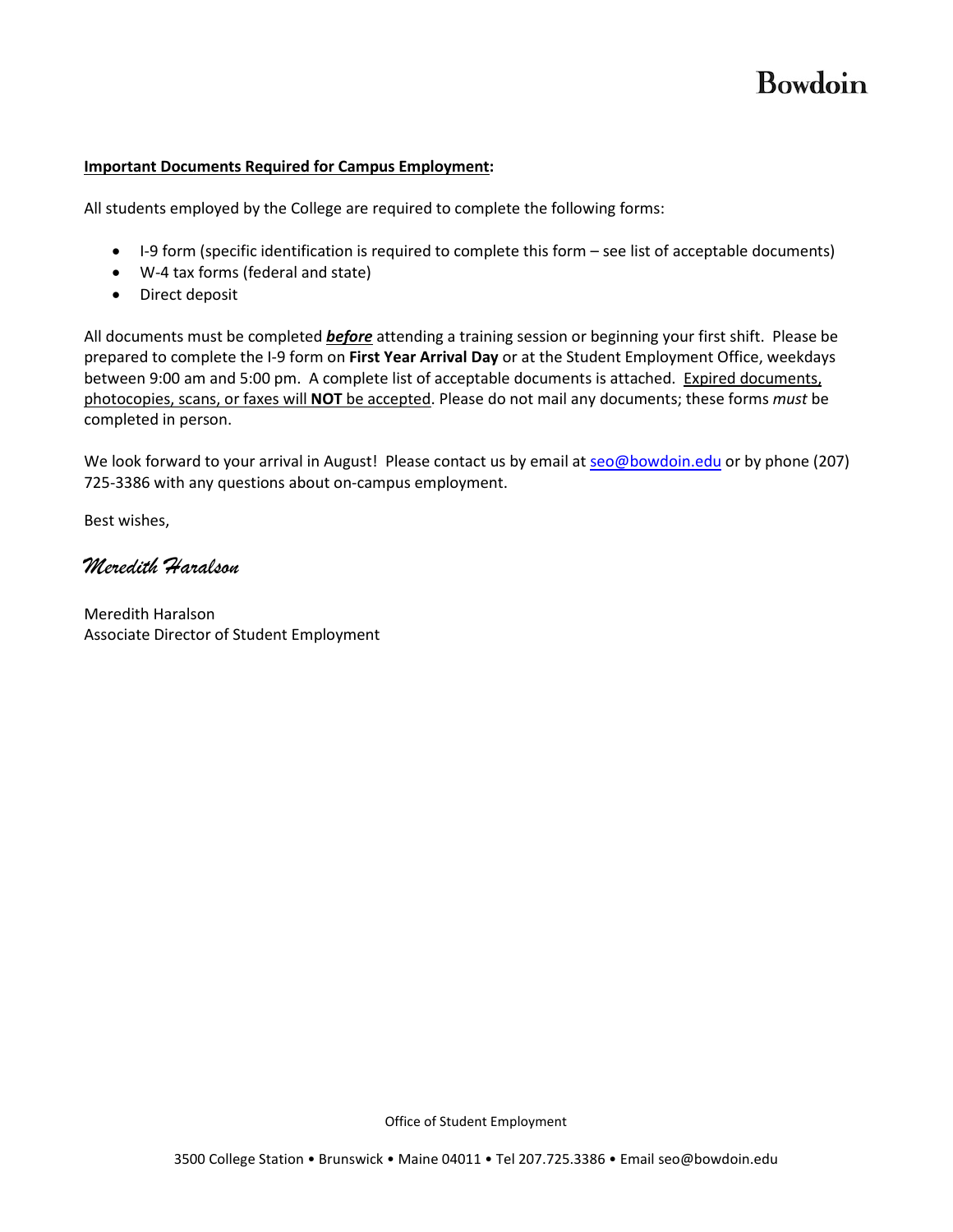Bowdoin

**Important Documents Required for Campus Employment:**

All students employed by the College are required to complete the following forms:

- I-9 form (specific identification is required to complete this form – see list of acceptable documents)
- W-4 tax forms (federal and state)
- Direct deposit

All documents must be completed ***before*** attending a training session or beginning your first shift. Please be prepared to complete the I-9 form on **First Year Arrival Day** or at the Student Employment Office, weekdays between 9:00 am and 5:00 pm. A complete list of acceptable documents is attached. Expired documents, photocopies, scans, or faxes will **NOT** be accepted. Please do not mail any documents; these forms *must* be completed in person.

We look forward to your arrival in August! Please contact us by email at seo@bowdoin.edu or by phone (207) 725-3386 with any questions about on-campus employment.

Best wishes,

*Meredith Haralson*

Meredith Haralson
Associate Director of Student Employment

Office of Student Employment

3500 College Station • Brunswick • Maine 04011 • Tel 207.725.3386 • Email seo@bowdoin.edu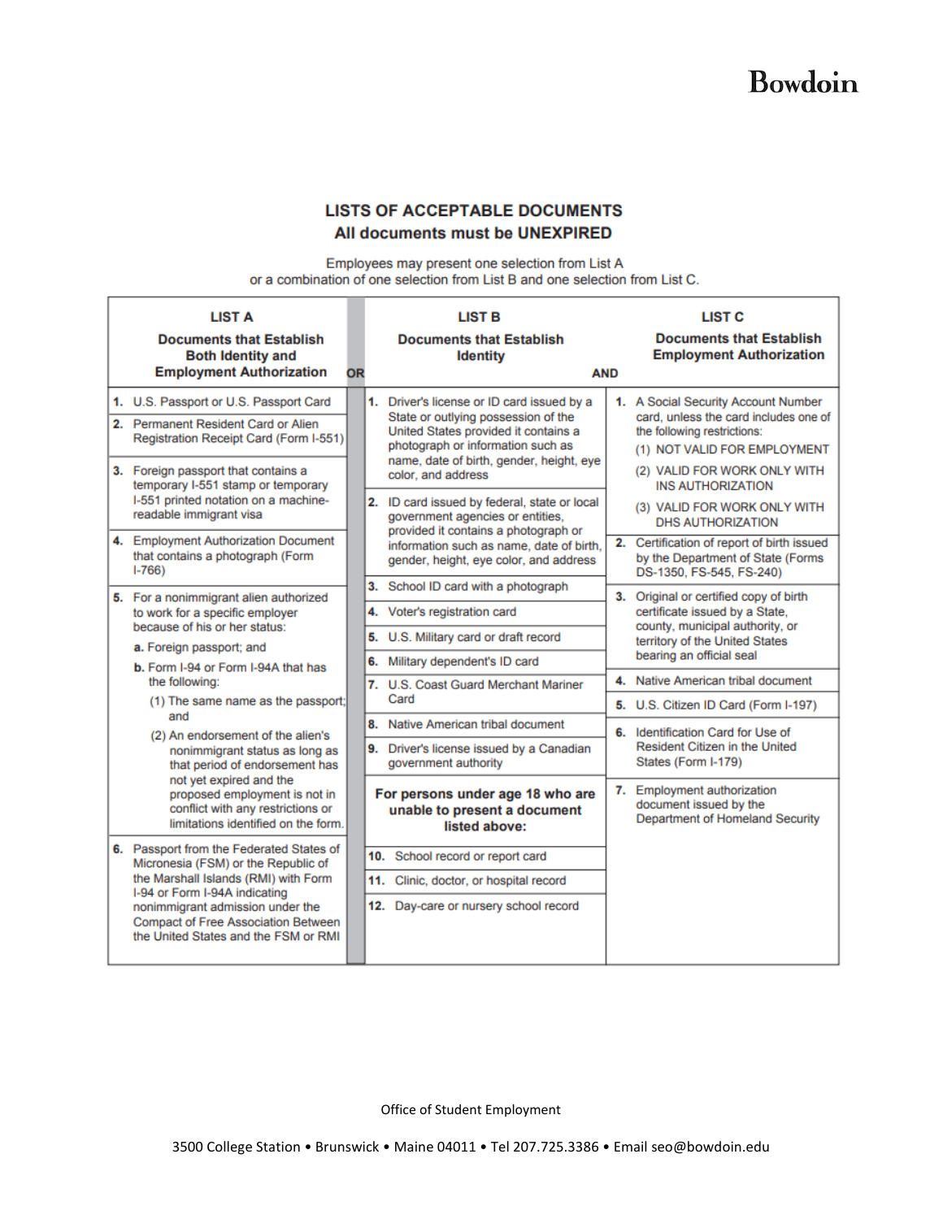## LISTS OF ACCEPTABLE DOCUMENTS
## All documents must be UNEXPIRED

Employees may present one selection from List A or a combination of one selection from List B and one selection from List C.

| LIST A<br>Documents that Establish Both Identity and Employment Authorization | OR | LIST B<br>Documents that Establish Identity | AND | LIST C<br>Documents that Establish Employment Authorization |
|---|---|---|---|---|
| 1. U.S. Passport or U.S. Passport Card<br>2. Permanent Resident Card or Alien Registration Receipt Card (Form I-551)<br>3. Foreign passport that contains a temporary I-551 stamp or temporary I-551 printed notation on a machine-readable immigrant visa<br>4. Employment Authorization Document that contains a photograph (Form I-766)<br>5. For a nonimmigrant alien authorized to work for a specific employer because of his or her status:<br>a. Foreign passport; and<br>b. Form I-94 or Form I-94A that has the following:<br>(1) The same name as the passport; and<br>(2) An endorsement of the alien's nonimmigrant status as long as that period of endorsement has not yet expired and the proposed employment is not in conflict with any restrictions or limitations identified on the form.<br>6. Passport from the Federated States of Micronesia (FSM) or the Republic of the Marshall Islands (RMI) with Form I-94 or Form I-94A indicating nonimmigrant admission under the Compact of Free Association Between the United States and the FSM or RMI | | 1. Driver's license or ID card issued by a State or outlying possession of the United States provided it contains a photograph or information such as name, date of birth, gender, height, eye color, and address<br>2. ID card issued by federal, state or local government agencies or entities, provided it contains a photograph or information such as name, date of birth, gender, height, eye color, and address<br>3. School ID card with a photograph<br>4. Voter's registration card<br>5. U.S. Military card or draft record<br>6. Military dependent's ID card<br>7. U.S. Coast Guard Merchant Mariner Card<br>8. Native American tribal document<br>9. Driver's license issued by a Canadian government authority<br>**For persons under age 18 who are unable to present a document listed above:**<br>10. School record or report card<br>11. Clinic, doctor, or hospital record<br>12. Day-care or nursery school record | | 1. A Social Security Account Number card, unless the card includes one of the following restrictions:<br>(1) NOT VALID FOR EMPLOYMENT<br>(2) VALID FOR WORK ONLY WITH INS AUTHORIZATION<br>(3) VALID FOR WORK ONLY WITH DHS AUTHORIZATION<br>2. Certification of report of birth issued by the Department of State (Forms DS-1350, FS-545, FS-240)<br>3. Original or certified copy of birth certificate issued by a State, county, municipal authority, or territory of the United States bearing an official seal<br>4. Native American tribal document<br>5. U.S. Citizen ID Card (Form I-197)<br>6. Identification Card for Use of Resident Citizen in the United States (Form I-179)<br>7. Employment authorization document issued by the Department of Homeland Security |

Office of Student Employment

3500 College Station • Brunswick • Maine 04011 • Tel 207.725.3386 • Email seo@bowdoin.edu